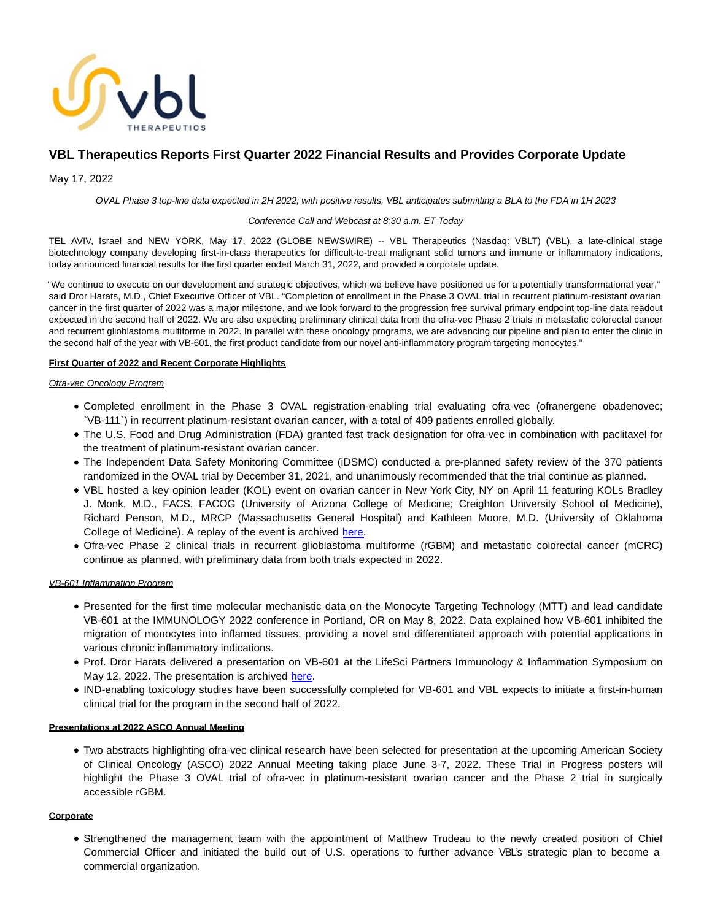# VBL Therapeutics Reports First Quarter 2022 Financial Results and Provides Corporate Update

May 17, 2022

*OVAL Phase 3 top-line data expected in 2H 2022; with positive results, VBL anticipates submitting a BLA to the FDA in 1H 2023*

*Conference Call and Webcast at 8:30 a.m. ET Today*

TEL AVIV, Israel and NEW YORK, May 17, 2022 (GLOBE NEWSWIRE) -- VBL Therapeutics (Nasdaq: VBLT) (VBL), a late-clinical stage biotechnology company developing first-in-class therapeutics for difficult-to-treat malignant solid tumors and immune or inflammatory indications, today announced financial results for the first quarter ended March 31, 2022, and provided a corporate update.

"We continue to execute on our development and strategic objectives, which we believe have positioned us for a potentially transformational year," said Dror Harats, M.D., Chief Executive Officer of VBL. "Completion of enrollment in the Phase 3 OVAL trial in recurrent platinum-resistant ovarian cancer in the first quarter of 2022 was a major milestone, and we look forward to the progression free survival primary endpoint top-line data readout expected in the second half of 2022. We are also expecting preliminary clinical data from the ofra-vec Phase 2 trials in metastatic colorectal cancer and recurrent glioblastoma multiforme in 2022. In parallel with these oncology programs, we are advancing our pipeline and plan to enter the clinic in the second half of the year with VB-601, the first product candidate from our novel anti-inflammatory program targeting monocytes."

**First Quarter of 2022 and Recent Corporate Highlights**

*Ofra-vec Oncology Program*

- Completed enrollment in the Phase 3 OVAL registration-enabling trial evaluating ofra-vec (ofranergene obadenovec; `VB-111`) in recurrent platinum-resistant ovarian cancer, with a total of 409 patients enrolled globally.
- The U.S. Food and Drug Administration (FDA) granted fast track designation for ofra-vec in combination with paclitaxel for the treatment of platinum-resistant ovarian cancer.
- The Independent Data Safety Monitoring Committee (iDSMC) conducted a pre-planned safety review of the 370 patients randomized in the OVAL trial by December 31, 2021, and unanimously recommended that the trial continue as planned.
- VBL hosted a key opinion leader (KOL) event on ovarian cancer in New York City, NY on April 11 featuring KOLs Bradley J. Monk, M.D., FACS, FACOG (University of Arizona College of Medicine; Creighton University School of Medicine), Richard Penson, M.D., MRCP (Massachusetts General Hospital) and Kathleen Moore, M.D. (University of Oklahoma College of Medicine). A replay of the event is archived here.
- Ofra-vec Phase 2 clinical trials in recurrent glioblastoma multiforme (rGBM) and metastatic colorectal cancer (mCRC) continue as planned, with preliminary data from both trials expected in 2022.

*VB-601 Inflammation Program*

- Presented for the first time molecular mechanistic data on the Monocyte Targeting Technology (MTT) and lead candidate VB-601 at the IMMUNOLOGY 2022 conference in Portland, OR on May 8, 2022. Data explained how VB-601 inhibited the migration of monocytes into inflamed tissues, providing a novel and differentiated approach with potential applications in various chronic inflammatory indications.
- Prof. Dror Harats delivered a presentation on VB-601 at the LifeSci Partners Immunology & Inflammation Symposium on May 12, 2022. The presentation is archived here.
- IND-enabling toxicology studies have been successfully completed for VB-601 and VBL expects to initiate a first-in-human clinical trial for the program in the second half of 2022.

**Presentations at 2022 ASCO Annual Meeting**

- Two abstracts highlighting ofra-vec clinical research have been selected for presentation at the upcoming American Society of Clinical Oncology (ASCO) 2022 Annual Meeting taking place June 3-7, 2022. These Trial in Progress posters will highlight the Phase 3 OVAL trial of ofra-vec in platinum-resistant ovarian cancer and the Phase 2 trial in surgically accessible rGBM.

**Corporate**

- Strengthened the management team with the appointment of Matthew Trudeau to the newly created position of Chief Commercial Officer and initiated the build out of U.S. operations to further advance VBL's strategic plan to become a commercial organization.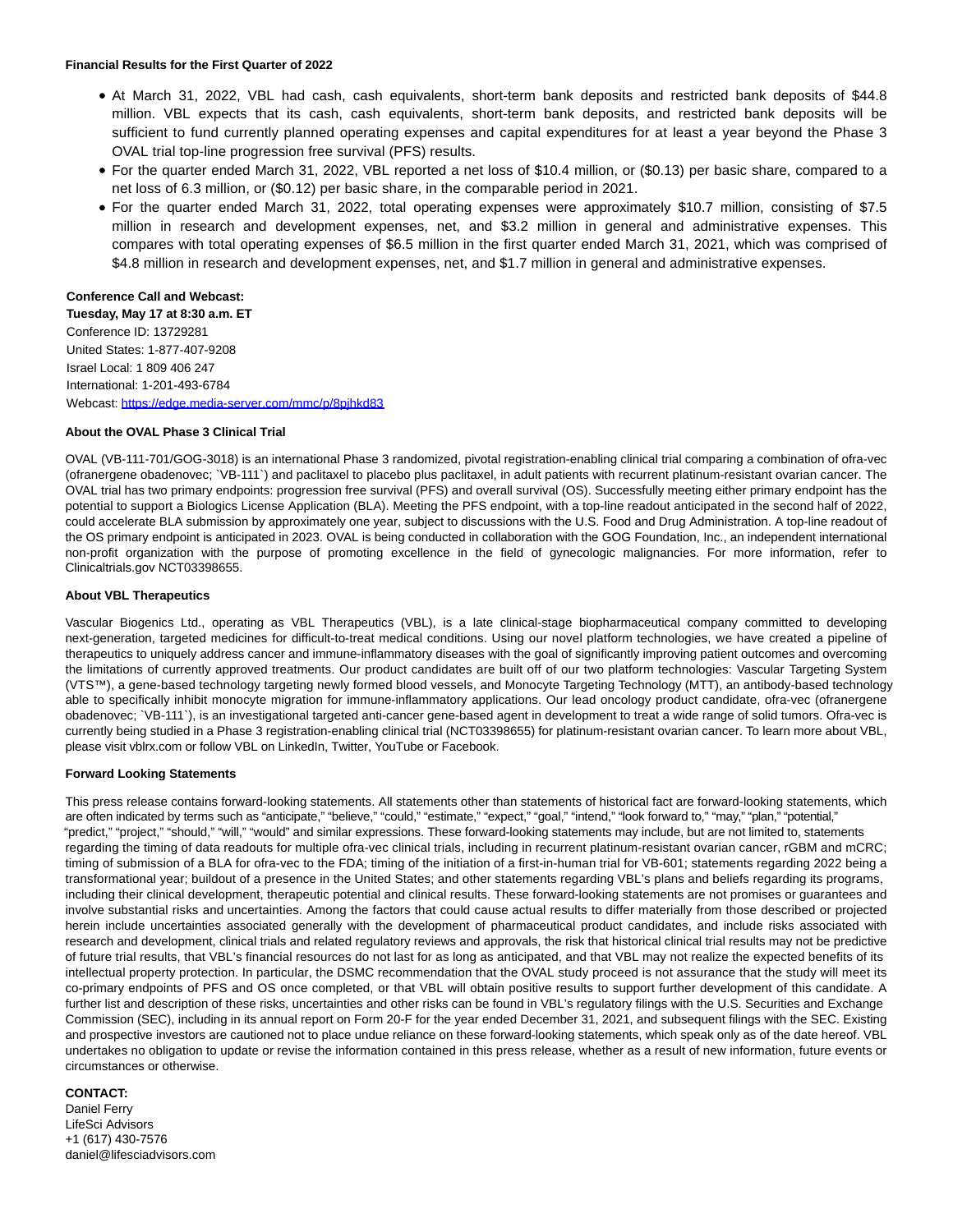**Financial Results for the First Quarter of 2022**

- At March 31, 2022, VBL had cash, cash equivalents, short-term bank deposits and restricted bank deposits of $44.8 million. VBL expects that its cash, cash equivalents, short-term bank deposits, and restricted bank deposits will be sufficient to fund currently planned operating expenses and capital expenditures for at least a year beyond the Phase 3 OVAL trial top-line progression free survival (PFS) results.
- For the quarter ended March 31, 2022, VBL reported a net loss of $10.4 million, or ($0.13) per basic share, compared to a net loss of 6.3 million, or ($0.12) per basic share, in the comparable period in 2021.
- For the quarter ended March 31, 2022, total operating expenses were approximately $10.7 million, consisting of $7.5 million in research and development expenses, net, and $3.2 million in general and administrative expenses. This compares with total operating expenses of $6.5 million in the first quarter ended March 31, 2021, which was comprised of $4.8 million in research and development expenses, net, and $1.7 million in general and administrative expenses.

**Conference Call and Webcast:**
**Tuesday, May 17 at 8:30 a.m. ET**
Conference ID: 13729281
United States: 1-877-407-9208
Israel Local: 1 809 406 247
International: 1-201-493-6784
Webcast: https://edge.media-server.com/mmc/p/8pjhkd83

**About the OVAL Phase 3 Clinical Trial**

OVAL (VB-111-701/GOG-3018) is an international Phase 3 randomized, pivotal registration-enabling clinical trial comparing a combination of ofra-vec (ofranergene obadenovec; `VB-111`) and paclitaxel to placebo plus paclitaxel, in adult patients with recurrent platinum-resistant ovarian cancer. The OVAL trial has two primary endpoints: progression free survival (PFS) and overall survival (OS). Successfully meeting either primary endpoint has the potential to support a Biologics License Application (BLA). Meeting the PFS endpoint, with a top-line readout anticipated in the second half of 2022, could accelerate BLA submission by approximately one year, subject to discussions with the U.S. Food and Drug Administration. A top-line readout of the OS primary endpoint is anticipated in 2023. OVAL is being conducted in collaboration with the GOG Foundation, Inc., an independent international non-profit organization with the purpose of promoting excellence in the field of gynecologic malignancies. For more information, refer to Clinicaltrials.gov NCT03398655.

**About VBL Therapeutics**

Vascular Biogenics Ltd., operating as VBL Therapeutics (VBL), is a late clinical-stage biopharmaceutical company committed to developing next-generation, targeted medicines for difficult-to-treat medical conditions. Using our novel platform technologies, we have created a pipeline of therapeutics to uniquely address cancer and immune-inflammatory diseases with the goal of significantly improving patient outcomes and overcoming the limitations of currently approved treatments. Our product candidates are built off of our two platform technologies: Vascular Targeting System (VTS™), a gene-based technology targeting newly formed blood vessels, and Monocyte Targeting Technology (MTT), an antibody-based technology able to specifically inhibit monocyte migration for immune-inflammatory applications. Our lead oncology product candidate, ofra-vec (ofranergene obadenovec; `VB-111`), is an investigational targeted anti-cancer gene-based agent in development to treat a wide range of solid tumors. Ofra-vec is currently being studied in a Phase 3 registration-enabling clinical trial (NCT03398655) for platinum-resistant ovarian cancer. To learn more about VBL, please visit vblrx.com or follow VBL on LinkedIn, Twitter, YouTube or Facebook.

**Forward Looking Statements**

This press release contains forward-looking statements. All statements other than statements of historical fact are forward-looking statements, which are often indicated by terms such as "anticipate," "believe," "could," "estimate," "expect," "goal," "intend," "look forward to," "may," "plan," "potential," "predict," "project," "should," "will," "would" and similar expressions. These forward-looking statements may include, but are not limited to, statements regarding the timing of data readouts for multiple ofra-vec clinical trials, including in recurrent platinum-resistant ovarian cancer, rGBM and mCRC; timing of submission of a BLA for ofra-vec to the FDA; timing of the initiation of a first-in-human trial for VB-601; statements regarding 2022 being a transformational year; buildout of a presence in the United States; and other statements regarding VBL's plans and beliefs regarding its programs, including their clinical development, therapeutic potential and clinical results. These forward-looking statements are not promises or guarantees and involve substantial risks and uncertainties. Among the factors that could cause actual results to differ materially from those described or projected herein include uncertainties associated generally with the development of pharmaceutical product candidates, and include risks associated with research and development, clinical trials and related regulatory reviews and approvals, the risk that historical clinical trial results may not be predictive of future trial results, that VBL's financial resources do not last for as long as anticipated, and that VBL may not realize the expected benefits of its intellectual property protection. In particular, the DSMC recommendation that the OVAL study proceed is not assurance that the study will meet its co-primary endpoints of PFS and OS once completed, or that VBL will obtain positive results to support further development of this candidate. A further list and description of these risks, uncertainties and other risks can be found in VBL's regulatory filings with the U.S. Securities and Exchange Commission (SEC), including in its annual report on Form 20-F for the year ended December 31, 2021, and subsequent filings with the SEC. Existing and prospective investors are cautioned not to place undue reliance on these forward-looking statements, which speak only as of the date hereof. VBL undertakes no obligation to update or revise the information contained in this press release, whether as a result of new information, future events or circumstances or otherwise.

**CONTACT:**
Daniel Ferry
LifeSci Advisors
+1 (617) 430-7576
daniel@lifesciadvisors.com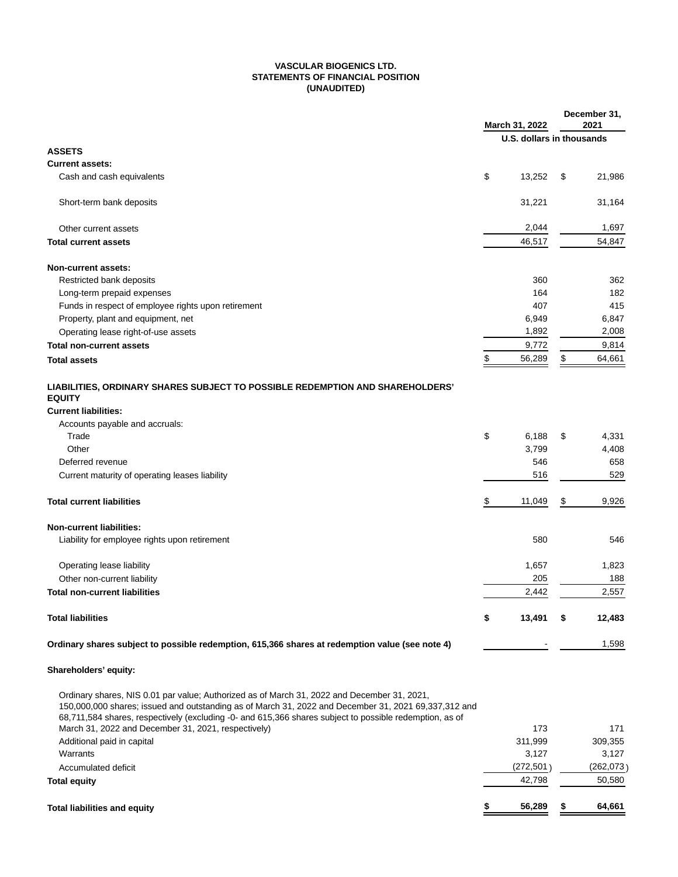**VASCULAR BIOGENICS LTD.**
**STATEMENTS OF FINANCIAL POSITION**
**(UNAUDITED)**

| | March 31, 2022 | December 31, 2021 |
|---|---|---|
| | U.S. dollars in thousands | |
| **ASSETS** | | |
| **Current assets:** | | |
| Cash and cash equivalents | $ 13,252 | $ 21,986 |
| Short-term bank deposits | 31,221 | 31,164 |
| Other current assets | 2,044 | 1,697 |
| **Total current assets** | 46,517 | 54,847 |
| **Non-current assets:** | | |
| Restricted bank deposits | 360 | 362 |
| Long-term prepaid expenses | 164 | 182 |
| Funds in respect of employee rights upon retirement | 407 | 415 |
| Property, plant and equipment, net | 6,949 | 6,847 |
| Operating lease right-of-use assets | 1,892 | 2,008 |
| **Total non-current assets** | 9,772 | 9,814 |
| **Total assets** | $ 56,289 | $ 64,661 |
| **LIABILITIES, ORDINARY SHARES SUBJECT TO POSSIBLE REDEMPTION AND SHAREHOLDERS' EQUITY** | | |
| **Current liabilities:** | | |
| Accounts payable and accruals: | | |
| Trade | $ 6,188 | $ 4,331 |
| Other | 3,799 | 4,408 |
| Deferred revenue | 546 | 658 |
| Current maturity of operating leases liability | 516 | 529 |
| **Total current liabilities** | $ 11,049 | $ 9,926 |
| **Non-current liabilities:** | | |
| Liability for employee rights upon retirement | 580 | 546 |
| Operating lease liability | 1,657 | 1,823 |
| Other non-current liability | 205 | 188 |
| **Total non-current liabilities** | 2,442 | 2,557 |
| **Total liabilities** | **$ 13,491** | **$ 12,483** |
| **Ordinary shares subject to possible redemption, 615,366 shares at redemption value (see note 4)** | - | 1,598 |
| **Shareholders' equity:** | | |
| Ordinary shares, NIS 0.01 par value; Authorized as of March 31, 2022 and December 31, 2021, 150,000,000 shares; issued and outstanding as of March 31, 2022 and December 31, 2021 69,337,312 and 68,711,584 shares, respectively (excluding -0- and 615,366 shares subject to possible redemption, as of March 31, 2022 and December 31, 2021, respectively) | 173 | 171 |
| Additional paid in capital | 311,999 | 309,355 |
| Warrants | 3,127 | 3,127 |
| Accumulated deficit | (272,501) | (262,073) |
| **Total equity** | 42,798 | 50,580 |
| **Total liabilities and equity** | **$ 56,289** | **$ 64,661** |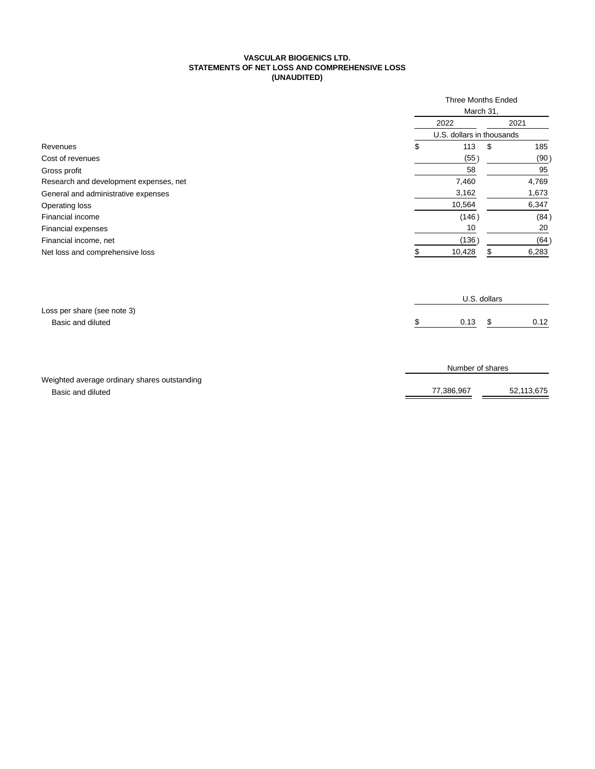**VASCULAR BIOGENICS LTD.**
**STATEMENTS OF NET LOSS AND COMPREHENSIVE LOSS**
**(UNAUDITED)**

| | Three Months Ended March 31, | |
|---|---|---|
| | 2022 | 2021 |
| | U.S. dollars in thousands | |
| Revenues | $ 113 | $ 185 |
| Cost of revenues | (55) | (90) |
| Gross profit | 58 | 95 |
| Research and development expenses, net | 7,460 | 4,769 |
| General and administrative expenses | 3,162 | 1,673 |
| Operating loss | 10,564 | 6,347 |
| Financial income | (146) | (84) |
| Financial expenses | 10 | 20 |
| Financial income, net | (136) | (64) |
| Net loss and comprehensive loss | $ 10,428 | $ 6,283 |

| | U.S. dollars | |
|---|---|---|
| Loss per share (see note 3) | | |
| Basic and diluted | $ 0.13 | $ 0.12 |

| | Number of shares | |
|---|---|---|
| Weighted average ordinary shares outstanding | | |
| Basic and diluted | 77,386,967 | 52,113,675 |